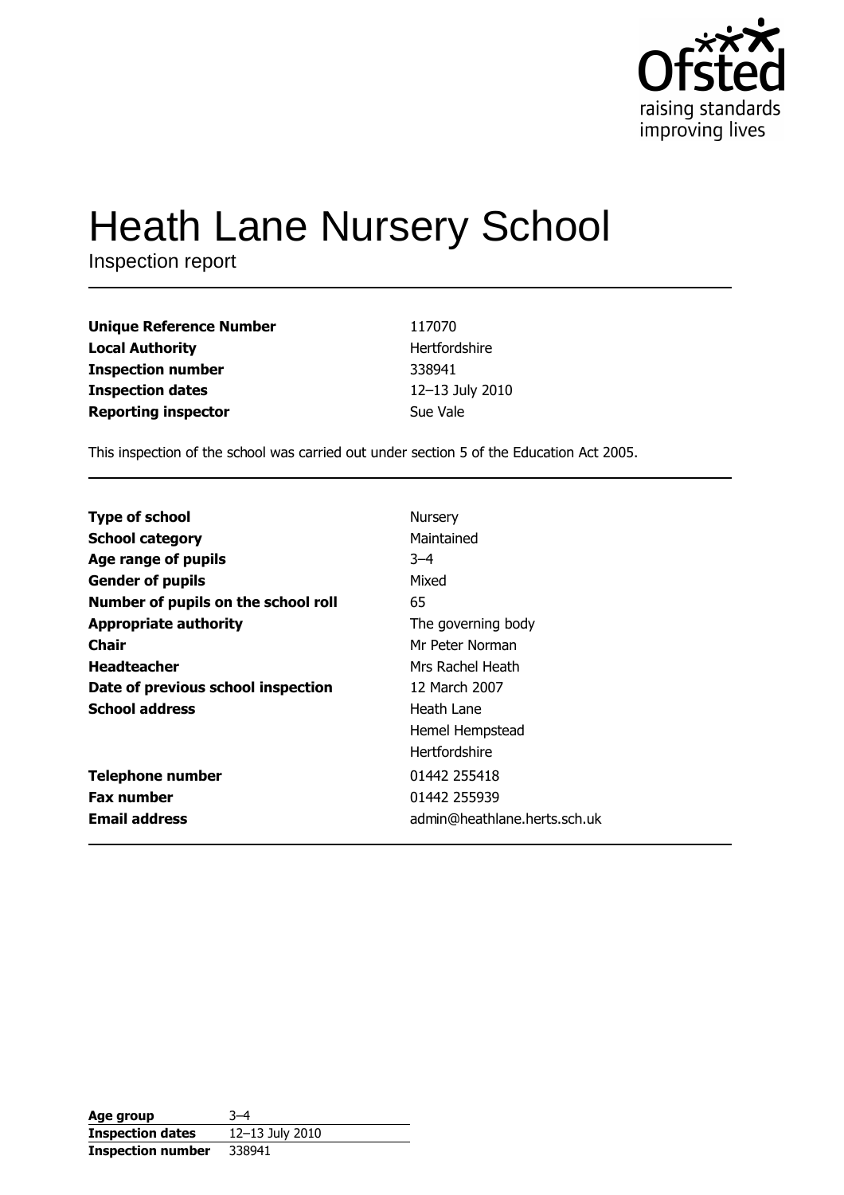# Heath Lane Nursery School

Inspection report

| | |
|---|---|
| **Unique Reference Number** | 117070 |
| **Local Authority** | Hertfordshire |
| **Inspection number** | 338941 |
| **Inspection dates** | 12–13 July 2010 |
| **Reporting inspector** | Sue Vale |

This inspection of the school was carried out under section 5 of the Education Act 2005.

| | |
|---|---|
| **Type of school** | Nursery |
| **School category** | Maintained |
| **Age range of pupils** | 3–4 |
| **Gender of pupils** | Mixed |
| **Number of pupils on the school roll** | 65 |
| **Appropriate authority** | The governing body |
| **Chair** | Mr Peter Norman |
| **Headteacher** | Mrs Rachel Heath |
| **Date of previous school inspection** | 12 March 2007 |
| **School address** | Heath Lane<br>Hemel Hempstead<br>Hertfordshire |
| **Telephone number** | 01442 255418 |
| **Fax number** | 01442 255939 |
| **Email address** | admin@heathlane.herts.sch.uk |

| | |
|---|---|
| **Age group** | 3–4 |
| **Inspection dates** | 12–13 July 2010 |
| **Inspection number** | 338941 |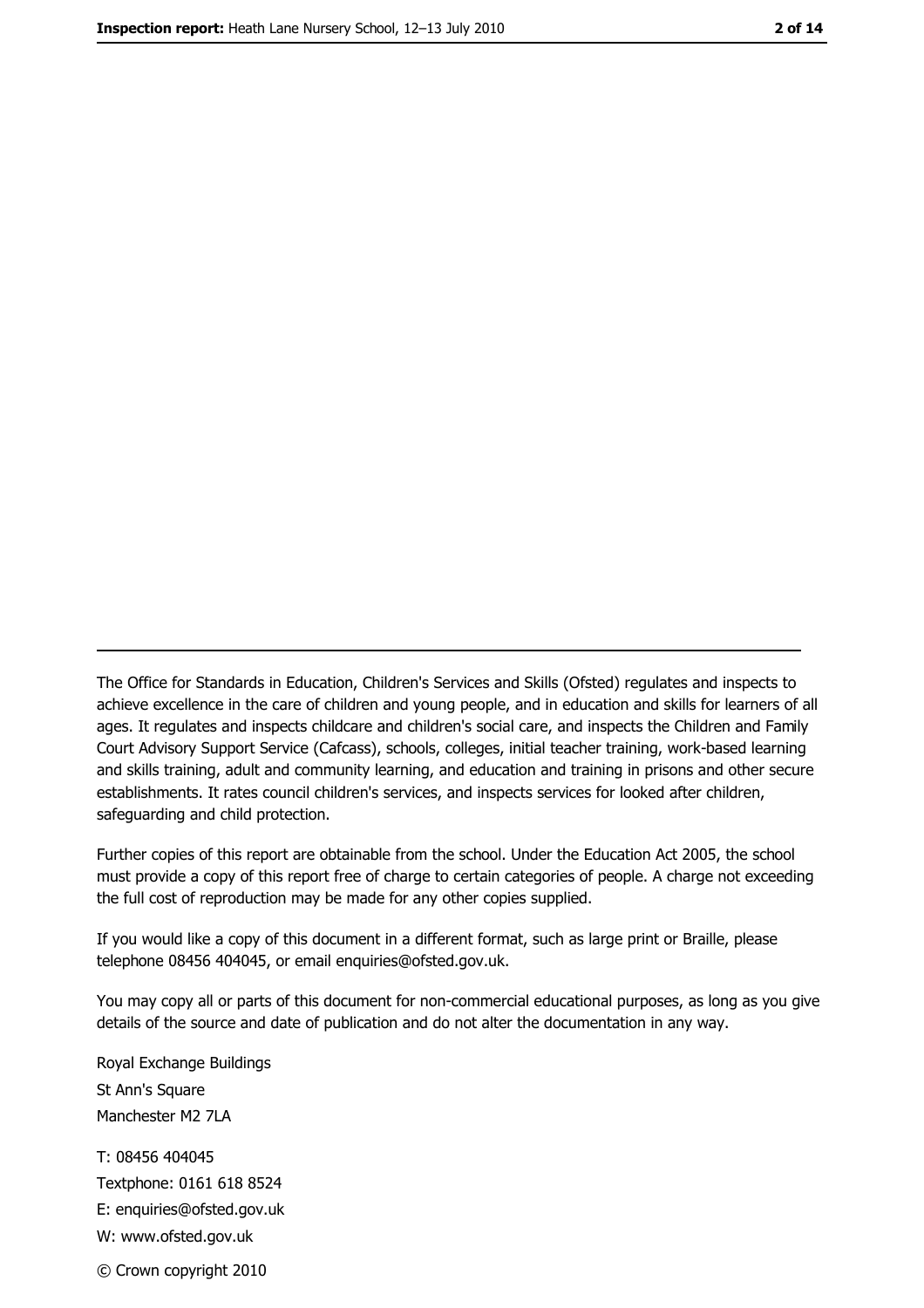The Office for Standards in Education, Children's Services and Skills (Ofsted) regulates and inspects to achieve excellence in the care of children and young people, and in education and skills for learners of all ages. It regulates and inspects childcare and children's social care, and inspects the Children and Family Court Advisory Support Service (Cafcass), schools, colleges, initial teacher training, work-based learning and skills training, adult and community learning, and education and training in prisons and other secure establishments. It rates council children's services, and inspects services for looked after children, safeguarding and child protection.

Further copies of this report are obtainable from the school. Under the Education Act 2005, the school must provide a copy of this report free of charge to certain categories of people. A charge not exceeding the full cost of reproduction may be made for any other copies supplied.

If you would like a copy of this document in a different format, such as large print or Braille, please telephone 08456 404045, or email enquiries@ofsted.gov.uk.

You may copy all or parts of this document for non-commercial educational purposes, as long as you give details of the source and date of publication and do not alter the documentation in any way.

Royal Exchange Buildings
St Ann's Square
Manchester M2 7LA

T: 08456 404045
Textphone: 0161 618 8524
E: enquiries@ofsted.gov.uk
W: www.ofsted.gov.uk

© Crown copyright 2010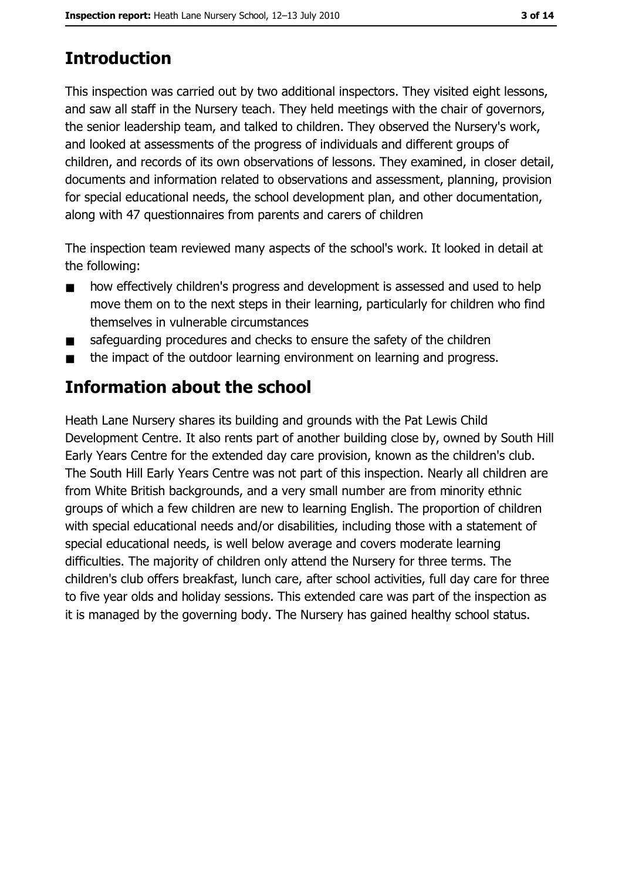## Introduction

This inspection was carried out by two additional inspectors. They visited eight lessons, and saw all staff in the Nursery teach. They held meetings with the chair of governors, the senior leadership team, and talked to children. They observed the Nursery's work, and looked at assessments of the progress of individuals and different groups of children, and records of its own observations of lessons. They examined, in closer detail, documents and information related to observations and assessment, planning, provision for special educational needs, the school development plan, and other documentation, along with 47 questionnaires from parents and carers of children

The inspection team reviewed many aspects of the school's work. It looked in detail at the following:

- how effectively children's progress and development is assessed and used to help move them on to the next steps in their learning, particularly for children who find themselves in vulnerable circumstances
- safeguarding procedures and checks to ensure the safety of the children
- the impact of the outdoor learning environment on learning and progress.

## Information about the school

Heath Lane Nursery shares its building and grounds with the Pat Lewis Child Development Centre. It also rents part of another building close by, owned by South Hill Early Years Centre for the extended day care provision, known as the children's club. The South Hill Early Years Centre was not part of this inspection. Nearly all children are from White British backgrounds, and a very small number are from minority ethnic groups of which a few children are new to learning English. The proportion of children with special educational needs and/or disabilities, including those with a statement of special educational needs, is well below average and covers moderate learning difficulties. The majority of children only attend the Nursery for three terms. The children's club offers breakfast, lunch care, after school activities, full day care for three to five year olds and holiday sessions. This extended care was part of the inspection as it is managed by the governing body. The Nursery has gained healthy school status.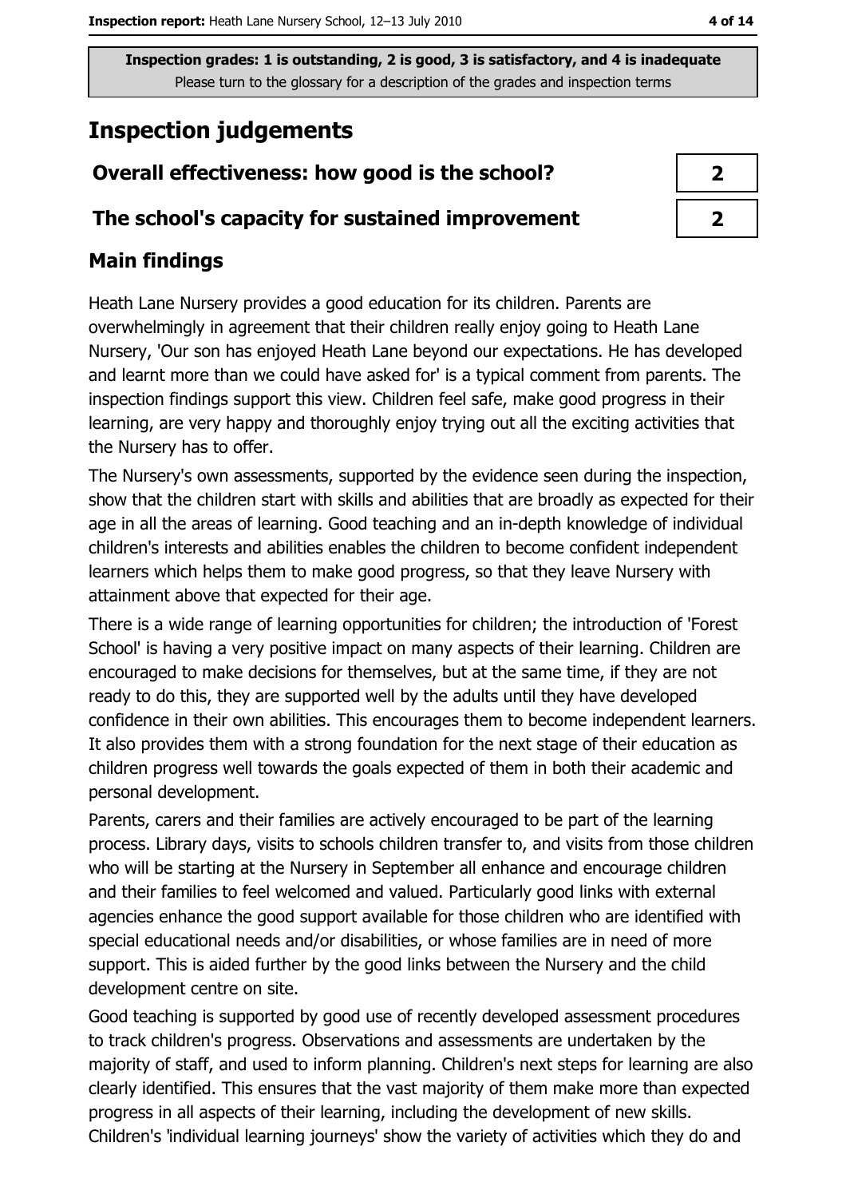**Inspection grades: 1 is outstanding, 2 is good, 3 is satisfactory, and 4 is inadequate**
Please turn to the glossary for a description of the grades and inspection terms

# Inspection judgements

| | |
|---|---|
| **Overall effectiveness: how good is the school?** | **2** |
| **The school's capacity for sustained improvement** | **2** |

## Main findings

Heath Lane Nursery provides a good education for its children. Parents are overwhelmingly in agreement that their children really enjoy going to Heath Lane Nursery, 'Our son has enjoyed Heath Lane beyond our expectations. He has developed and learnt more than we could have asked for' is a typical comment from parents. The inspection findings support this view. Children feel safe, make good progress in their learning, are very happy and thoroughly enjoy trying out all the exciting activities that the Nursery has to offer.

The Nursery's own assessments, supported by the evidence seen during the inspection, show that the children start with skills and abilities that are broadly as expected for their age in all the areas of learning. Good teaching and an in-depth knowledge of individual children's interests and abilities enables the children to become confident independent learners which helps them to make good progress, so that they leave Nursery with attainment above that expected for their age.

There is a wide range of learning opportunities for children; the introduction of 'Forest School' is having a very positive impact on many aspects of their learning. Children are encouraged to make decisions for themselves, but at the same time, if they are not ready to do this, they are supported well by the adults until they have developed confidence in their own abilities. This encourages them to become independent learners. It also provides them with a strong foundation for the next stage of their education as children progress well towards the goals expected of them in both their academic and personal development.

Parents, carers and their families are actively encouraged to be part of the learning process. Library days, visits to schools children transfer to, and visits from those children who will be starting at the Nursery in September all enhance and encourage children and their families to feel welcomed and valued. Particularly good links with external agencies enhance the good support available for those children who are identified with special educational needs and/or disabilities, or whose families are in need of more support. This is aided further by the good links between the Nursery and the child development centre on site.

Good teaching is supported by good use of recently developed assessment procedures to track children's progress. Observations and assessments are undertaken by the majority of staff, and used to inform planning. Children's next steps for learning are also clearly identified. This ensures that the vast majority of them make more than expected progress in all aspects of their learning, including the development of new skills. Children's 'individual learning journeys' show the variety of activities which they do and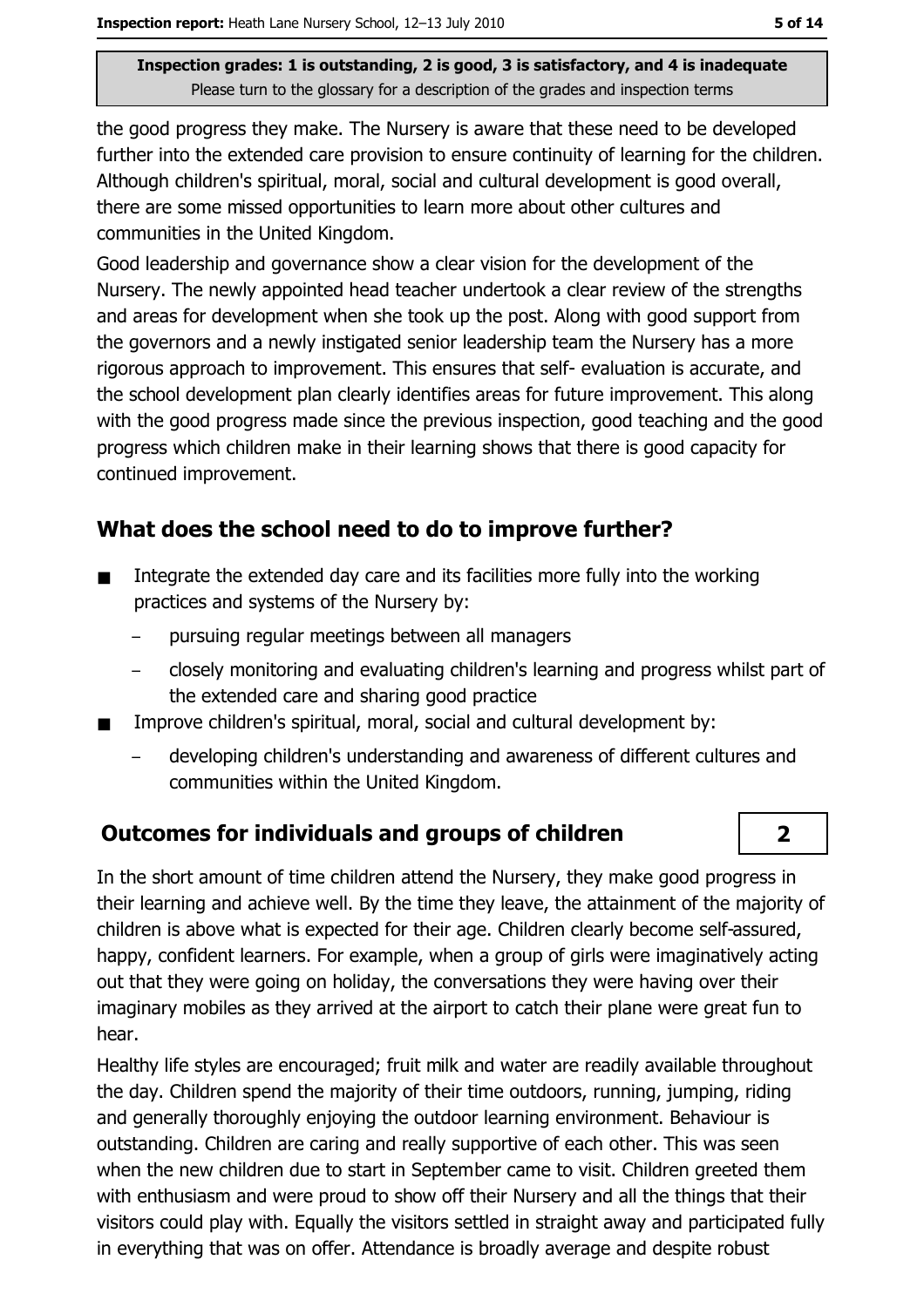the good progress they make. The Nursery is aware that these need to be developed further into the extended care provision to ensure continuity of learning for the children. Although children's spiritual, moral, social and cultural development is good overall, there are some missed opportunities to learn more about other cultures and communities in the United Kingdom.

Good leadership and governance show a clear vision for the development of the Nursery. The newly appointed head teacher undertook a clear review of the strengths and areas for development when she took up the post. Along with good support from the governors and a newly instigated senior leadership team the Nursery has a more rigorous approach to improvement. This ensures that self- evaluation is accurate, and the school development plan clearly identifies areas for future improvement. This along with the good progress made since the previous inspection, good teaching and the good progress which children make in their learning shows that there is good capacity for continued improvement.

## What does the school need to do to improve further?

- Integrate the extended day care and its facilities more fully into the working practices and systems of the Nursery by:
  - pursuing regular meetings between all managers
  - closely monitoring and evaluating children's learning and progress whilst part of the extended care and sharing good practice
- Improve children's spiritual, moral, social and cultural development by:
  - developing children's understanding and awareness of different cultures and communities within the United Kingdom.

## Outcomes for individuals and groups of children — 2

In the short amount of time children attend the Nursery, they make good progress in their learning and achieve well. By the time they leave, the attainment of the majority of children is above what is expected for their age. Children clearly become self-assured, happy, confident learners. For example, when a group of girls were imaginatively acting out that they were going on holiday, the conversations they were having over their imaginary mobiles as they arrived at the airport to catch their plane were great fun to hear.

Healthy life styles are encouraged; fruit milk and water are readily available throughout the day. Children spend the majority of their time outdoors, running, jumping, riding and generally thoroughly enjoying the outdoor learning environment. Behaviour is outstanding. Children are caring and really supportive of each other. This was seen when the new children due to start in September came to visit. Children greeted them with enthusiasm and were proud to show off their Nursery and all the things that their visitors could play with. Equally the visitors settled in straight away and participated fully in everything that was on offer. Attendance is broadly average and despite robust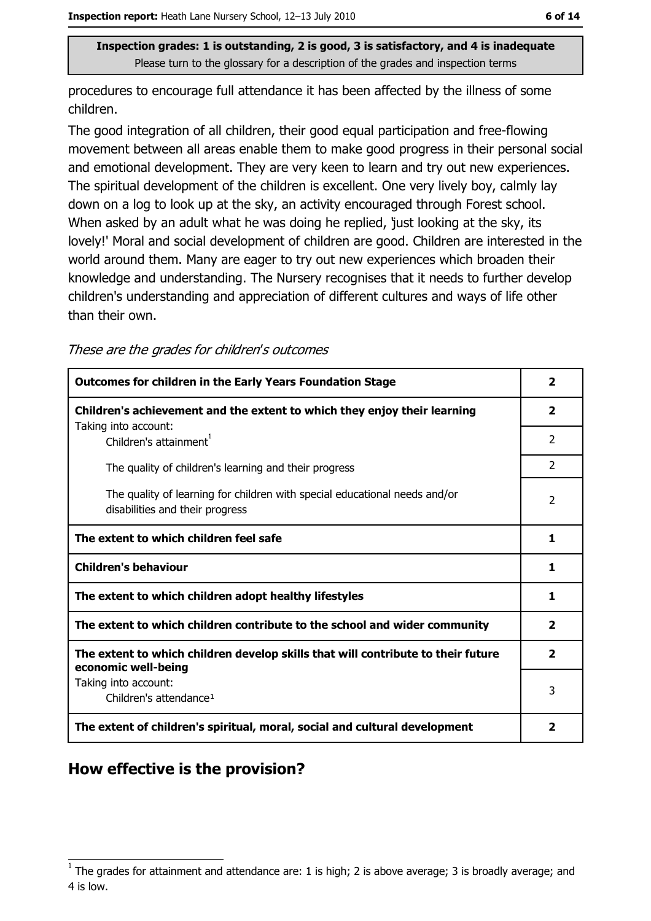procedures to encourage full attendance it has been affected by the illness of some children.

The good integration of all children, their good equal participation and free-flowing movement between all areas enable them to make good progress in their personal social and emotional development. They are very keen to learn and try out new experiences. The spiritual development of the children is excellent. One very lively boy, calmly lay down on a log to look up at the sky, an activity encouraged through Forest school. When asked by an adult what he was doing he replied, 'just looking at the sky, its lovely!' Moral and social development of children are good. Children are interested in the world around them. Many are eager to try out new experiences which broaden their knowledge and understanding. The Nursery recognises that it needs to further develop children's understanding and appreciation of different cultures and ways of life other than their own.

*These are the grades for children's outcomes*

| | |
|---|---|
| **Outcomes for children in the Early Years Foundation Stage** | **2** |
| **Children's achievement and the extent to which they enjoy their learning** | **2** |
| Taking into account: Children's attainment[1] | 2 |
| The quality of children's learning and their progress | 2 |
| The quality of learning for children with special educational needs and/or disabilities and their progress | 2 |
| **The extent to which children feel safe** | **1** |
| **Children's behaviour** | **1** |
| **The extent to which children adopt healthy lifestyles** | **1** |
| **The extent to which children contribute to the school and wider community** | **2** |
| **The extent to which children develop skills that will contribute to their future economic well-being** | **2** |
| Taking into account: Children's attendance[1] | 3 |
| **The extent of children's spiritual, moral, social and cultural development** | **2** |

## How effective is the provision?

[1] The grades for attainment and attendance are: 1 is high; 2 is above average; 3 is broadly average; and 4 is low.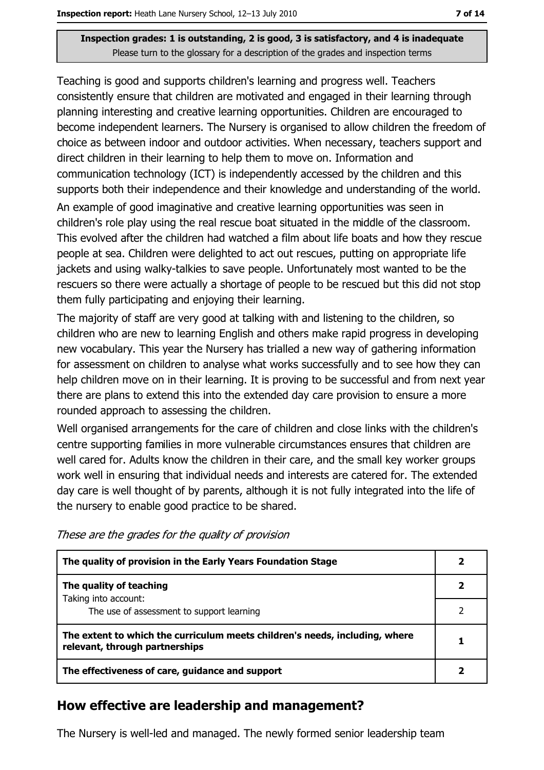**Inspection grades: 1 is outstanding, 2 is good, 3 is satisfactory, and 4 is inadequate**
Please turn to the glossary for a description of the grades and inspection terms

Teaching is good and supports children's learning and progress well. Teachers consistently ensure that children are motivated and engaged in their learning through planning interesting and creative learning opportunities. Children are encouraged to become independent learners. The Nursery is organised to allow children the freedom of choice as between indoor and outdoor activities. When necessary, teachers support and direct children in their learning to help them to move on. Information and communication technology (ICT) is independently accessed by the children and this supports both their independence and their knowledge and understanding of the world. An example of good imaginative and creative learning opportunities was seen in children's role play using the real rescue boat situated in the middle of the classroom. This evolved after the children had watched a film about life boats and how they rescue people at sea. Children were delighted to act out rescues, putting on appropriate life jackets and using walky-talkies to save people. Unfortunately most wanted to be the rescuers so there were actually a shortage of people to be rescued but this did not stop them fully participating and enjoying their learning.

The majority of staff are very good at talking with and listening to the children, so children who are new to learning English and others make rapid progress in developing new vocabulary. This year the Nursery has trialled a new way of gathering information for assessment on children to analyse what works successfully and to see how they can help children move on in their learning. It is proving to be successful and from next year there are plans to extend this into the extended day care provision to ensure a more rounded approach to assessing the children.

Well organised arrangements for the care of children and close links with the children's centre supporting families in more vulnerable circumstances ensures that children are well cared for. Adults know the children in their care, and the small key worker groups work well in ensuring that individual needs and interests are catered for. The extended day care is well thought of by parents, although it is not fully integrated into the life of the nursery to enable good practice to be shared.

*These are the grades for the quality of provision*

| | |
|---|---|
| **The quality of provision in the Early Years Foundation Stage** | **2** |
| **The quality of teaching**<br>Taking into account: | **2** |
| The use of assessment to support learning | 2 |
| **The extent to which the curriculum meets children's needs, including, where relevant, through partnerships** | **1** |
| **The effectiveness of care, guidance and support** | **2** |

## How effective are leadership and management?

The Nursery is well-led and managed. The newly formed senior leadership team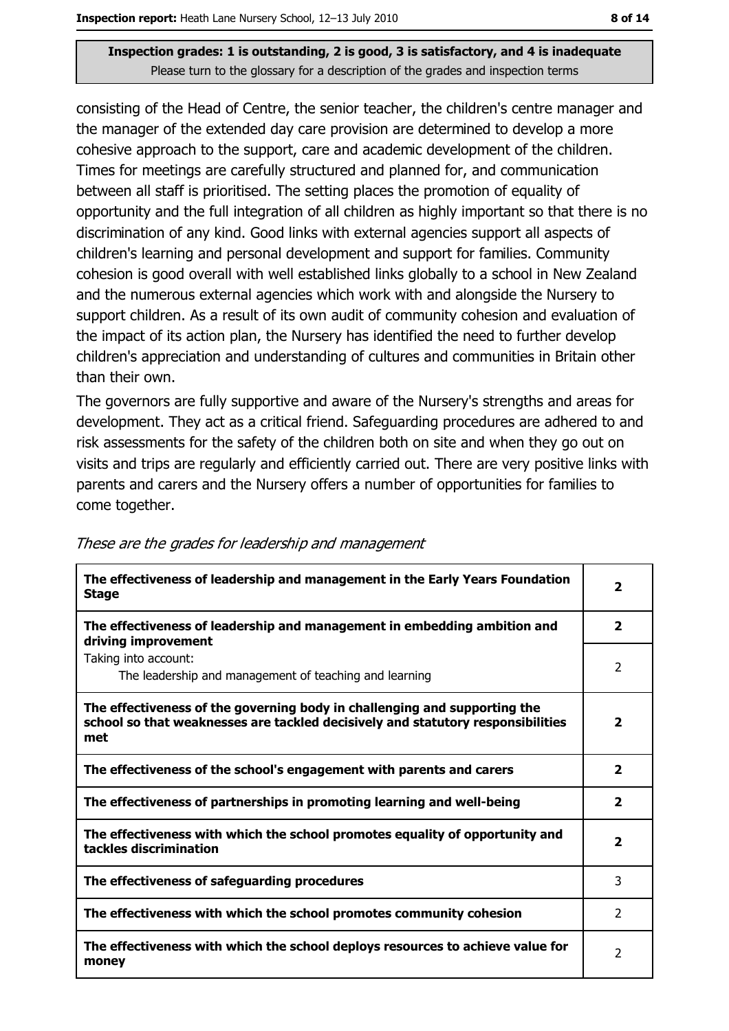**Inspection grades: 1 is outstanding, 2 is good, 3 is satisfactory, and 4 is inadequate**
Please turn to the glossary for a description of the grades and inspection terms

consisting of the Head of Centre, the senior teacher, the children's centre manager and the manager of the extended day care provision are determined to develop a more cohesive approach to the support, care and academic development of the children. Times for meetings are carefully structured and planned for, and communication between all staff is prioritised. The setting places the promotion of equality of opportunity and the full integration of all children as highly important so that there is no discrimination of any kind. Good links with external agencies support all aspects of children's learning and personal development and support for families. Community cohesion is good overall with well established links globally to a school in New Zealand and the numerous external agencies which work with and alongside the Nursery to support children. As a result of its own audit of community cohesion and evaluation of the impact of its action plan, the Nursery has identified the need to further develop children's appreciation and understanding of cultures and communities in Britain other than their own.

The governors are fully supportive and aware of the Nursery's strengths and areas for development. They act as a critical friend. Safeguarding procedures are adhered to and risk assessments for the safety of the children both on site and when they go out on visits and trips are regularly and efficiently carried out. There are very positive links with parents and carers and the Nursery offers a number of opportunities for families to come together.

*These are the grades for leadership and management*

| | |
|---|---|
| **The effectiveness of leadership and management in the Early Years Foundation Stage** | **2** |
| **The effectiveness of leadership and management in embedding ambition and driving improvement** | **2** |
| Taking into account: The leadership and management of teaching and learning | 2 |
| **The effectiveness of the governing body in challenging and supporting the school so that weaknesses are tackled decisively and statutory responsibilities met** | **2** |
| **The effectiveness of the school's engagement with parents and carers** | **2** |
| **The effectiveness of partnerships in promoting learning and well-being** | **2** |
| **The effectiveness with which the school promotes equality of opportunity and tackles discrimination** | **2** |
| **The effectiveness of safeguarding procedures** | 3 |
| **The effectiveness with which the school promotes community cohesion** | 2 |
| **The effectiveness with which the school deploys resources to achieve value for money** | 2 |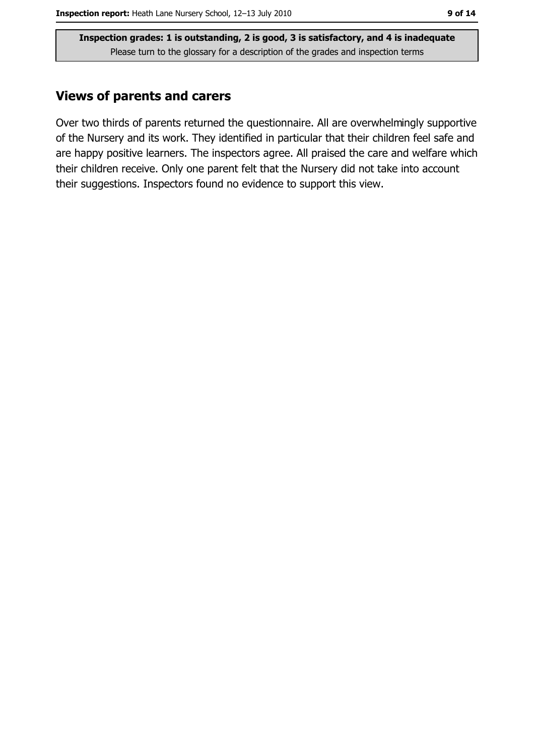**Inspection grades: 1 is outstanding, 2 is good, 3 is satisfactory, and 4 is inadequate**
Please turn to the glossary for a description of the grades and inspection terms

## Views of parents and carers

Over two thirds of parents returned the questionnaire. All are overwhelmingly supportive of the Nursery and its work. They identified in particular that their children feel safe and are happy positive learners. The inspectors agree. All praised the care and welfare which their children receive. Only one parent felt that the Nursery did not take into account their suggestions. Inspectors found no evidence to support this view.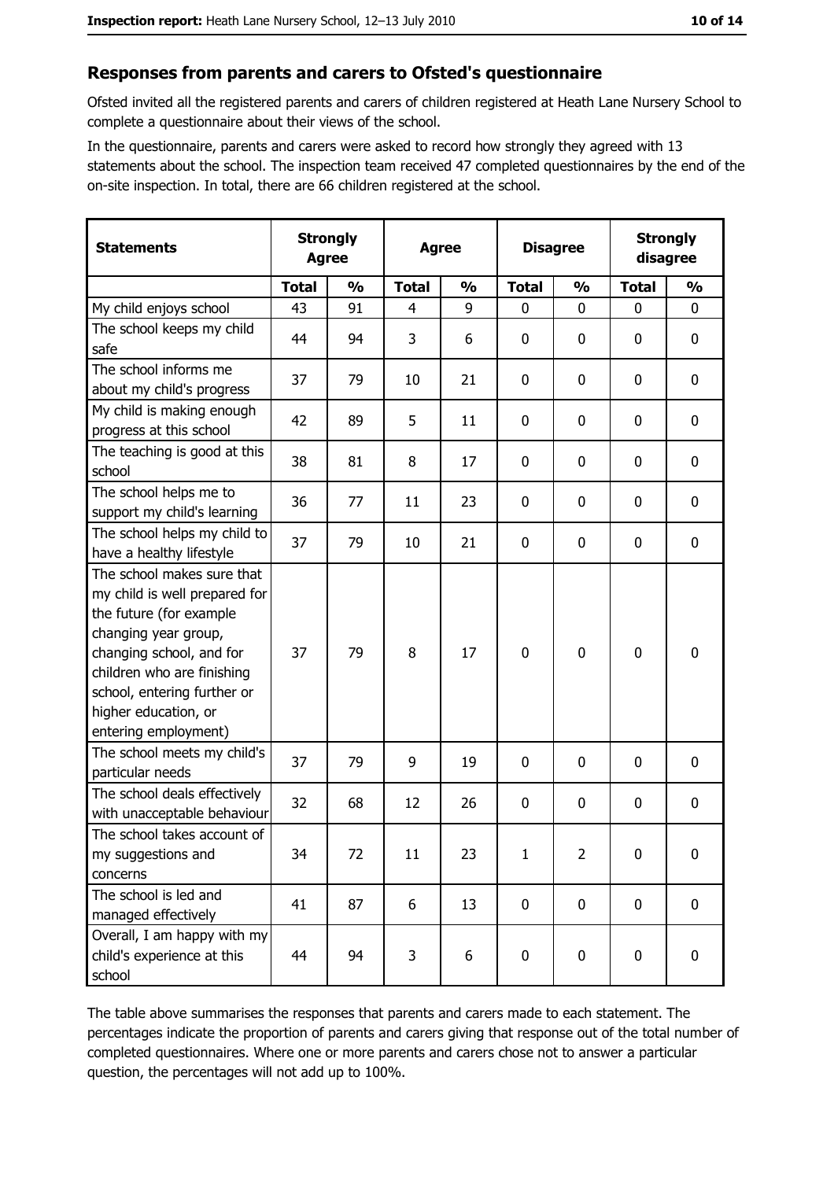## Responses from parents and carers to Ofsted's questionnaire

Ofsted invited all the registered parents and carers of children registered at Heath Lane Nursery School to complete a questionnaire about their views of the school.

In the questionnaire, parents and carers were asked to record how strongly they agreed with 13 statements about the school. The inspection team received 47 completed questionnaires by the end of the on-site inspection. In total, there are 66 children registered at the school.

| Statements | Strongly Agree | | Agree | | Disagree | | Strongly disagree | |
|---|---|---|---|---|---|---|---|---|
| | **Total** | **%** | **Total** | **%** | **Total** | **%** | **Total** | **%** |
| My child enjoys school | 43 | 91 | 4 | 9 | 0 | 0 | 0 | 0 |
| The school keeps my child safe | 44 | 94 | 3 | 6 | 0 | 0 | 0 | 0 |
| The school informs me about my child's progress | 37 | 79 | 10 | 21 | 0 | 0 | 0 | 0 |
| My child is making enough progress at this school | 42 | 89 | 5 | 11 | 0 | 0 | 0 | 0 |
| The teaching is good at this school | 38 | 81 | 8 | 17 | 0 | 0 | 0 | 0 |
| The school helps me to support my child's learning | 36 | 77 | 11 | 23 | 0 | 0 | 0 | 0 |
| The school helps my child to have a healthy lifestyle | 37 | 79 | 10 | 21 | 0 | 0 | 0 | 0 |
| The school makes sure that my child is well prepared for the future (for example changing year group, changing school, and for children who are finishing school, entering further or higher education, or entering employment) | 37 | 79 | 8 | 17 | 0 | 0 | 0 | 0 |
| The school meets my child's particular needs | 37 | 79 | 9 | 19 | 0 | 0 | 0 | 0 |
| The school deals effectively with unacceptable behaviour | 32 | 68 | 12 | 26 | 0 | 0 | 0 | 0 |
| The school takes account of my suggestions and concerns | 34 | 72 | 11 | 23 | 1 | 2 | 0 | 0 |
| The school is led and managed effectively | 41 | 87 | 6 | 13 | 0 | 0 | 0 | 0 |
| Overall, I am happy with my child's experience at this school | 44 | 94 | 3 | 6 | 0 | 0 | 0 | 0 |

The table above summarises the responses that parents and carers made to each statement. The percentages indicate the proportion of parents and carers giving that response out of the total number of completed questionnaires. Where one or more parents and carers chose not to answer a particular question, the percentages will not add up to 100%.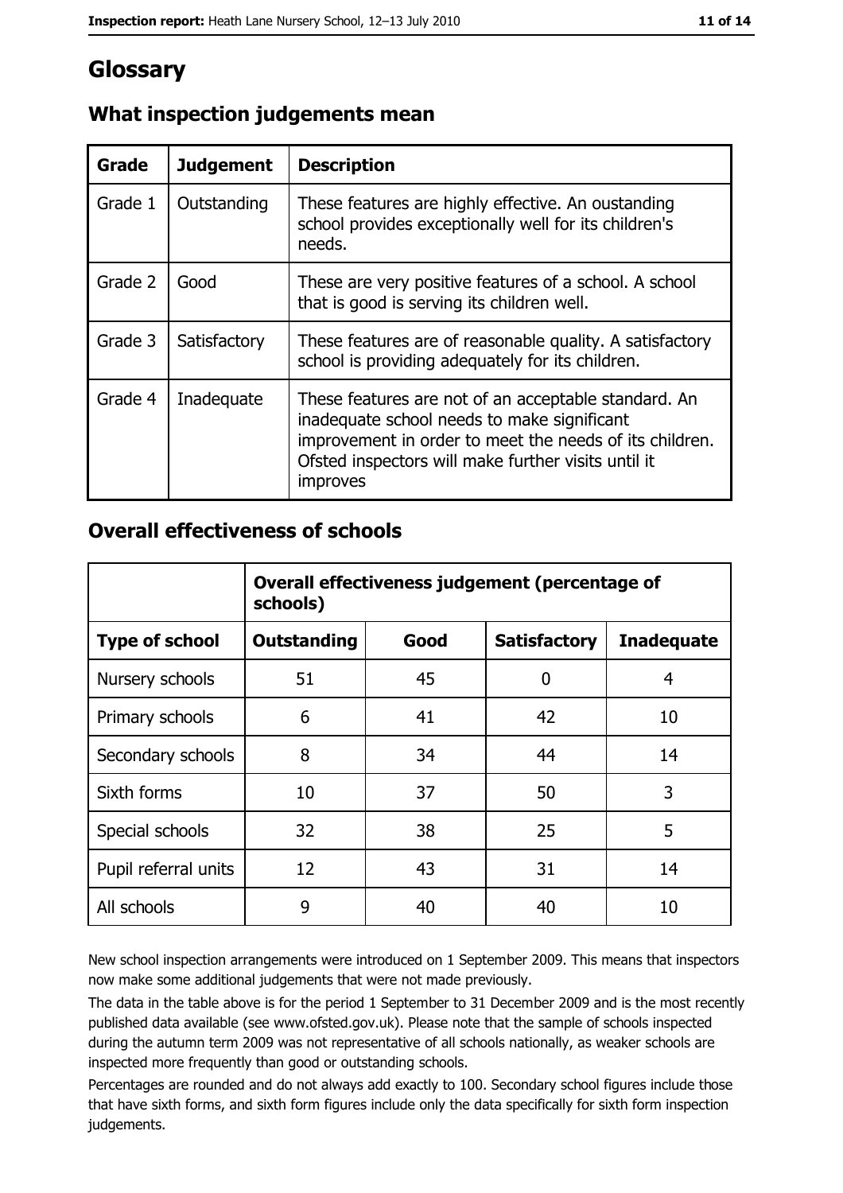# Glossary

## What inspection judgements mean

| Grade | Judgement | Description |
|---|---|---|
| Grade 1 | Outstanding | These features are highly effective. An oustanding school provides exceptionally well for its children's needs. |
| Grade 2 | Good | These are very positive features of a school. A school that is good is serving its children well. |
| Grade 3 | Satisfactory | These features are of reasonable quality. A satisfactory school is providing adequately for its children. |
| Grade 4 | Inadequate | These features are not of an acceptable standard. An inadequate school needs to make significant improvement in order to meet the needs of its children. Ofsted inspectors will make further visits until it improves |

## Overall effectiveness of schools

| | Overall effectiveness judgement (percentage of schools) | | | |
|---|---|---|---|---|
| **Type of school** | **Outstanding** | **Good** | **Satisfactory** | **Inadequate** |
| Nursery schools | 51 | 45 | 0 | 4 |
| Primary schools | 6 | 41 | 42 | 10 |
| Secondary schools | 8 | 34 | 44 | 14 |
| Sixth forms | 10 | 37 | 50 | 3 |
| Special schools | 32 | 38 | 25 | 5 |
| Pupil referral units | 12 | 43 | 31 | 14 |
| All schools | 9 | 40 | 40 | 10 |

New school inspection arrangements were introduced on 1 September 2009. This means that inspectors now make some additional judgements that were not made previously.

The data in the table above is for the period 1 September to 31 December 2009 and is the most recently published data available (see www.ofsted.gov.uk). Please note that the sample of schools inspected during the autumn term 2009 was not representative of all schools nationally, as weaker schools are inspected more frequently than good or outstanding schools.

Percentages are rounded and do not always add exactly to 100. Secondary school figures include those that have sixth forms, and sixth form figures include only the data specifically for sixth form inspection judgements.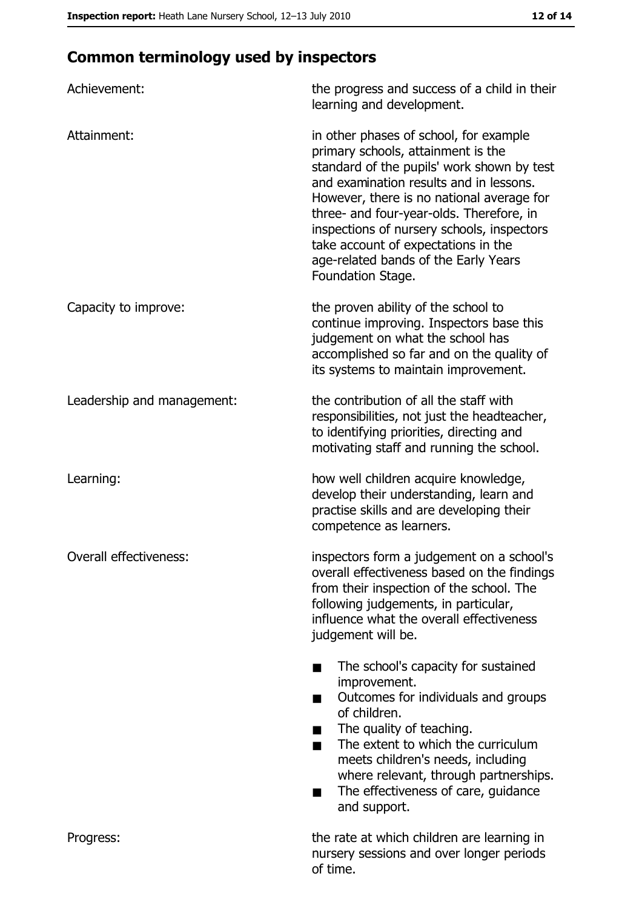## Common terminology used by inspectors

| | |
|---|---|
| Achievement: | the progress and success of a child in their learning and development. |
| Attainment: | in other phases of school, for example primary schools, attainment is the standard of the pupils' work shown by test and examination results and in lessons. However, there is no national average for three- and four-year-olds. Therefore, in inspections of nursery schools, inspectors take account of expectations in the age-related bands of the Early Years Foundation Stage. |
| Capacity to improve: | the proven ability of the school to continue improving. Inspectors base this judgement on what the school has accomplished so far and on the quality of its systems to maintain improvement. |
| Leadership and management: | the contribution of all the staff with responsibilities, not just the headteacher, to identifying priorities, directing and motivating staff and running the school. |
| Learning: | how well children acquire knowledge, develop their understanding, learn and practise skills and are developing their competence as learners. |
| Overall effectiveness: | inspectors form a judgement on a school's overall effectiveness based on the findings from their inspection of the school. The following judgements, in particular, influence what the overall effectiveness judgement will be.<br><br>■ The school's capacity for sustained improvement.<br>■ Outcomes for individuals and groups of children.<br>■ The quality of teaching.<br>■ The extent to which the curriculum meets children's needs, including where relevant, through partnerships.<br>■ The effectiveness of care, guidance and support. |
| Progress: | the rate at which children are learning in nursery sessions and over longer periods of time. |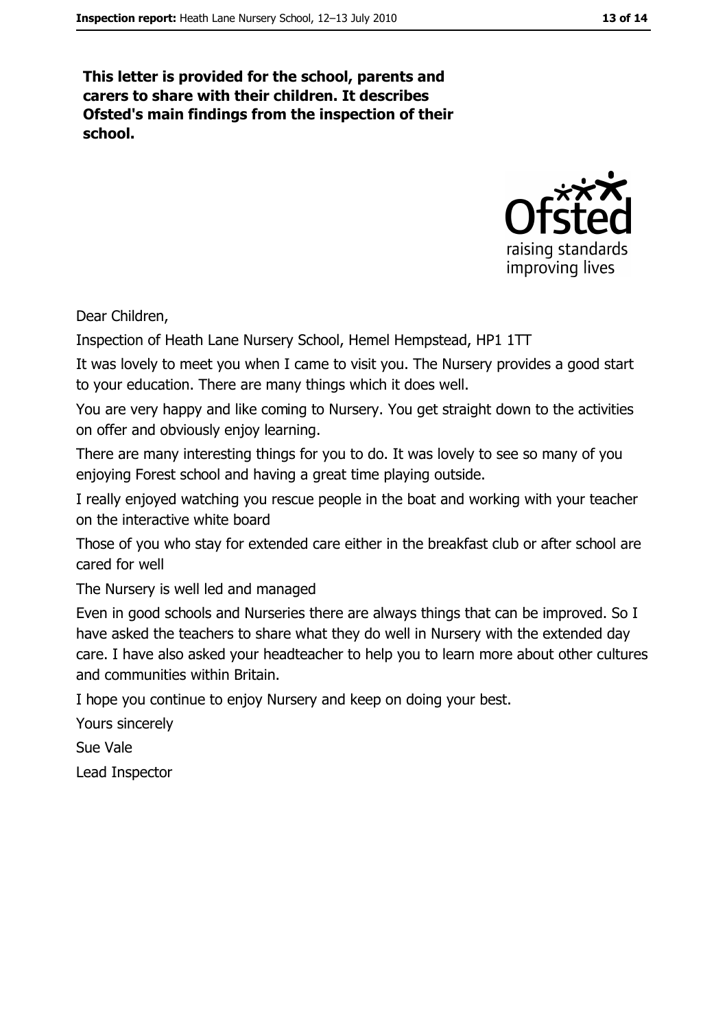**This letter is provided for the school, parents and carers to share with their children. It describes Ofsted's main findings from the inspection of their school.**

Dear Children,

Inspection of Heath Lane Nursery School, Hemel Hempstead, HP1 1TT

It was lovely to meet you when I came to visit you. The Nursery provides a good start to your education. There are many things which it does well.

You are very happy and like coming to Nursery. You get straight down to the activities on offer and obviously enjoy learning.

There are many interesting things for you to do. It was lovely to see so many of you enjoying Forest school and having a great time playing outside.

I really enjoyed watching you rescue people in the boat and working with your teacher on the interactive white board

Those of you who stay for extended care either in the breakfast club or after school are cared for well

The Nursery is well led and managed

Even in good schools and Nurseries there are always things that can be improved. So I have asked the teachers to share what they do well in Nursery with the extended day care. I have also asked your headteacher to help you to learn more about other cultures and communities within Britain.

I hope you continue to enjoy Nursery and keep on doing your best.

Yours sincerely

Sue Vale

Lead Inspector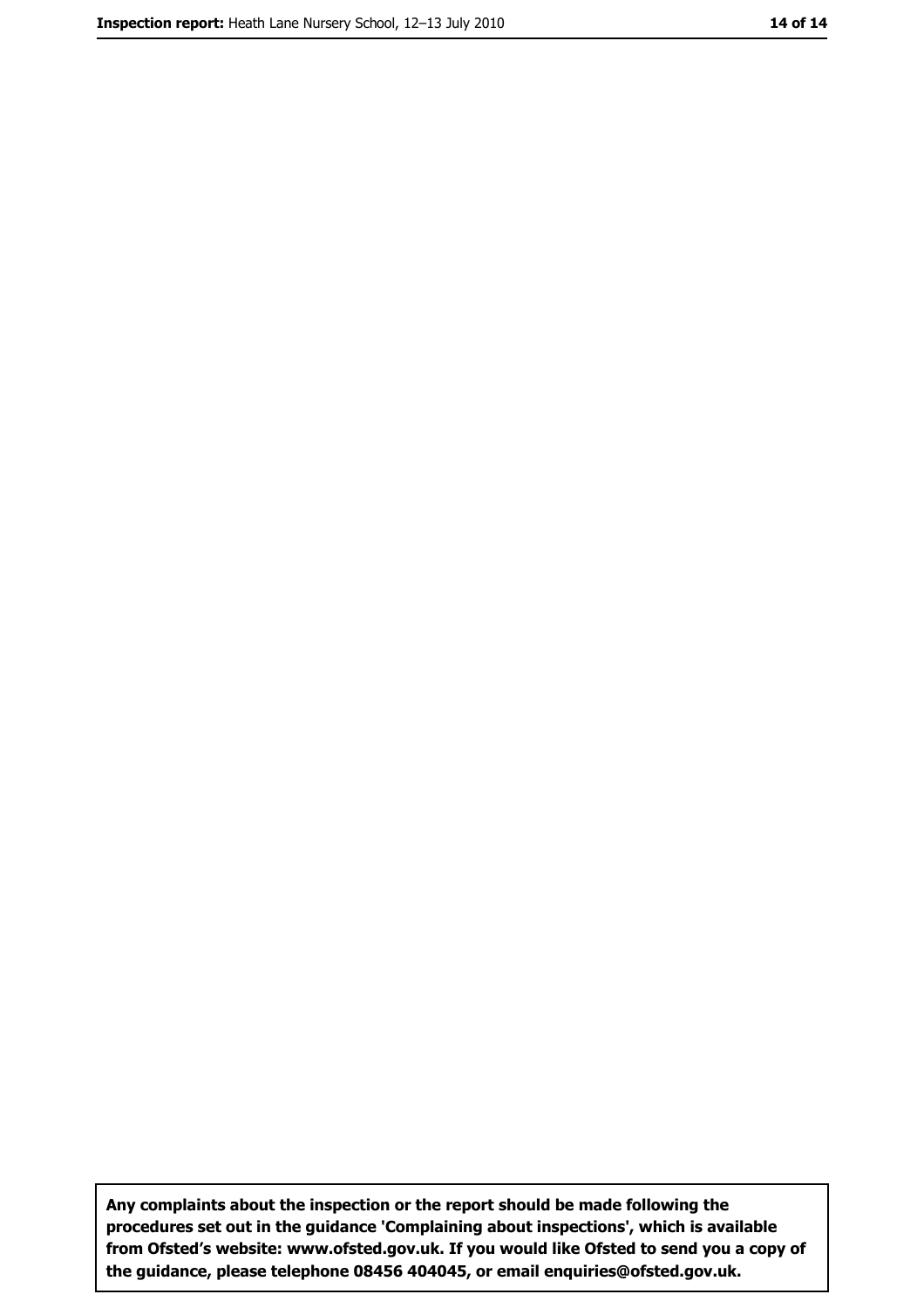**Any complaints about the inspection or the report should be made following the procedures set out in the guidance 'Complaining about inspections', which is available from Ofsted's website: www.ofsted.gov.uk. If you would like Ofsted to send you a copy of the guidance, please telephone 08456 404045, or email enquiries@ofsted.gov.uk.**